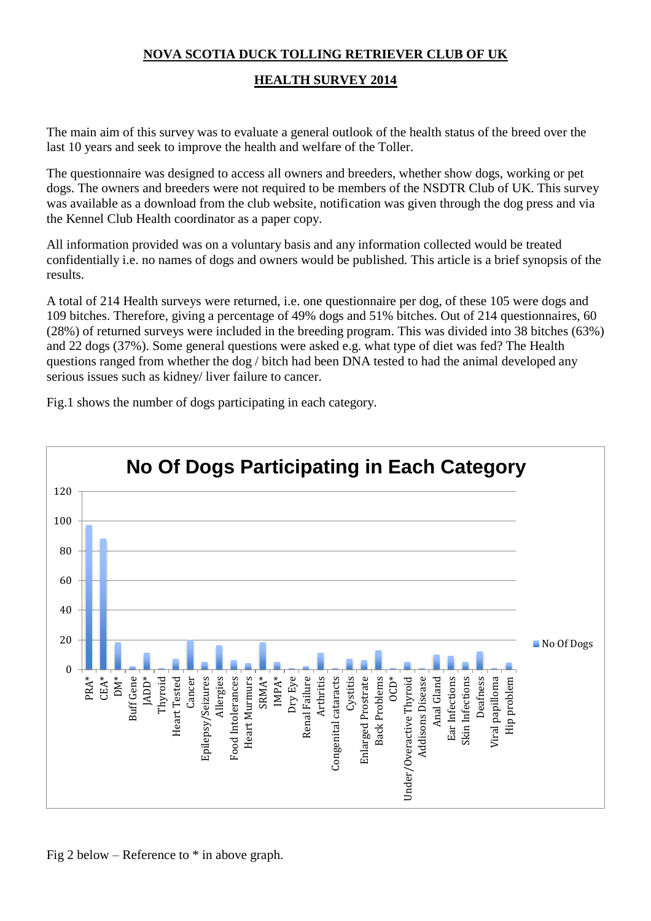# NOVA SCOTIA DUCK TOLLING RETRIEVER CLUB OF UK

## HEALTH SURVEY 2014

The main aim of this survey was to evaluate a general outlook of the health status of the breed over the last 10 years and seek to improve the health and welfare of the Toller.

The questionnaire was designed to access all owners and breeders, whether show dogs, working or pet dogs. The owners and breeders were not required to be members of the NSDTR Club of UK. This survey was available as a download from the club website, notification was given through the dog press and via the Kennel Club Health coordinator as a paper copy.

All information provided was on a voluntary basis and any information collected would be treated confidentially i.e. no names of dogs and owners would be published. This article is a brief synopsis of the results.

A total of 214 Health surveys were returned, i.e. one questionnaire per dog, of these 105 were dogs and 109 bitches. Therefore, giving a percentage of 49% dogs and 51% bitches. Out of 214 questionnaires, 60 (28%) of returned surveys were included in the breeding program. This was divided into 38 bitches (63%) and 22 dogs (37%). Some general questions were asked e.g. what type of diet was fed? The Health questions ranged from whether the dog / bitch had been DNA tested to had the animal developed any serious issues such as kidney/ liver failure to cancer.

Fig.1 shows the number of dogs participating in each category.

**No Of Dogs Participating in Each Category**

Categories (x-axis): PRA*, CEA*, DM*, Buff Gene, JADD*, Thyroid, Heart Tested, Cancer, Epilepsy/Seizures, Allergies, Food Intolerances, Heart Murmurs, SRMA*, IMPA*, Dry Eye, Renal Failure, Arthritis, Congenital cataracts, Cystitis, Enlarged Prostrate, Back Problems, OCD*, Under/Overactive Thyroid, Addisons Disease, Anal Gland, Ear Infections, Skin Infections, Deafness, Viral papilloma, Hip problem

Y-axis: 0–120 (No Of Dogs)

Fig 2 below – Reference to * in above graph.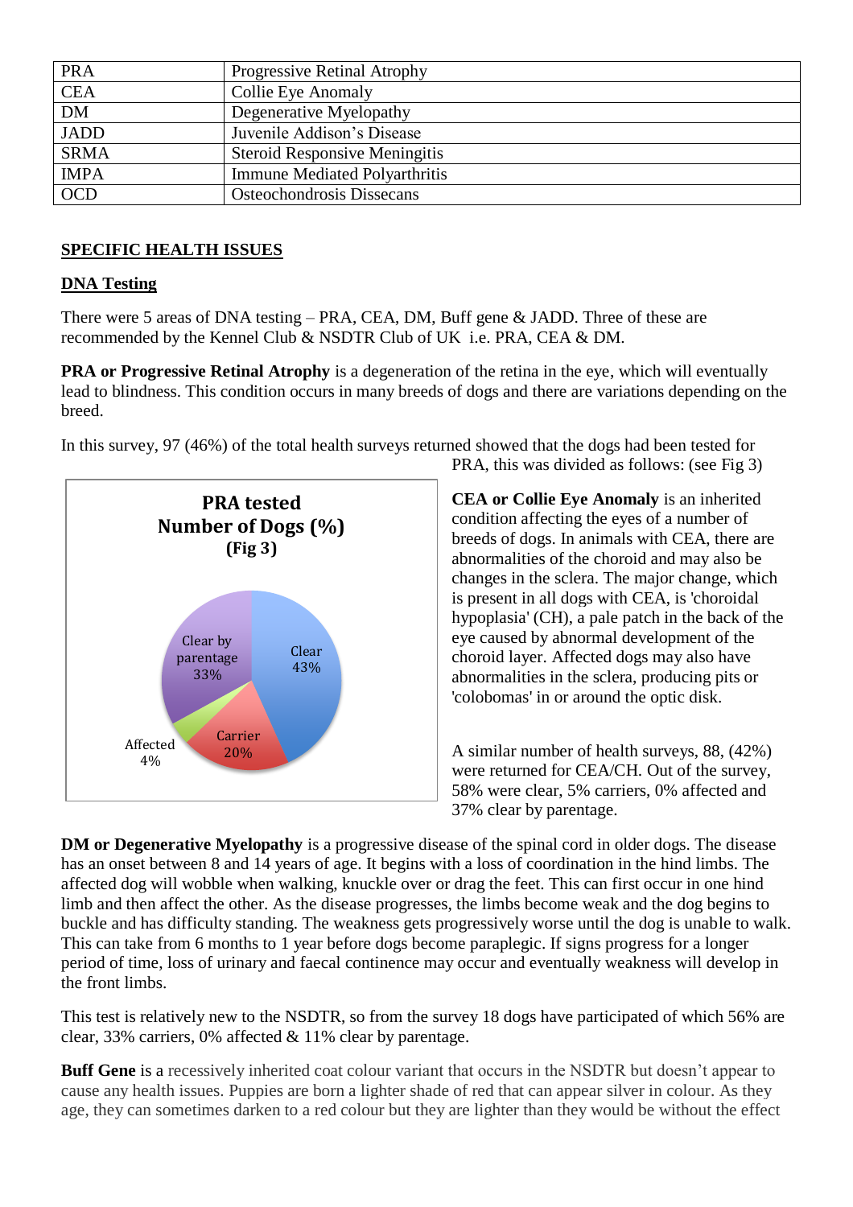| | |
|---|---|
| PRA | Progressive Retinal Atrophy |
| CEA | Collie Eye Anomaly |
| DM | Degenerative Myelopathy |
| JADD | Juvenile Addison's Disease |
| SRMA | Steroid Responsive Meningitis |
| IMPA | Immune Mediated Polyarthritis |
| OCD | Osteochondrosis Dissecans |

## SPECIFIC HEALTH ISSUES

### DNA Testing

There were 5 areas of DNA testing – PRA, CEA, DM, Buff gene & JADD. Three of these are recommended by the Kennel Club & NSDTR Club of UK i.e. PRA, CEA & DM.

**PRA or Progressive Retinal Atrophy** is a degeneration of the retina in the eye, which will eventually lead to blindness. This condition occurs in many breeds of dogs and there are variations depending on the breed.

In this survey, 97 (46%) of the total health surveys returned showed that the dogs had been tested for PRA, this was divided as follows: (see Fig 3)

**PRA tested Number of Dogs (%) (Fig 3)**

| Category | % |
|---|---|
| Clear | 43% |
| Carrier | 20% |
| Affected | 4% |
| Clear by parentage | 33% |

**CEA or Collie Eye Anomaly** is an inherited condition affecting the eyes of a number of breeds of dogs. In animals with CEA, there are abnormalities of the choroid and may also be changes in the sclera. The major change, which is present in all dogs with CEA, is 'choroidal hypoplasia' (CH), a pale patch in the back of the eye caused by abnormal development of the choroid layer. Affected dogs may also have abnormalities in the sclera, producing pits or 'colobomas' in or around the optic disk.

A similar number of health surveys, 88, (42%) were returned for CEA/CH. Out of the survey, 58% were clear, 5% carriers, 0% affected and 37% clear by parentage.

**DM or Degenerative Myelopathy** is a progressive disease of the spinal cord in older dogs. The disease has an onset between 8 and 14 years of age. It begins with a loss of coordination in the hind limbs. The affected dog will wobble when walking, knuckle over or drag the feet. This can first occur in one hind limb and then affect the other. As the disease progresses, the limbs become weak and the dog begins to buckle and has difficulty standing. The weakness gets progressively worse until the dog is unable to walk. This can take from 6 months to 1 year before dogs become paraplegic. If signs progress for a longer period of time, loss of urinary and faecal continence may occur and eventually weakness will develop in the front limbs.

This test is relatively new to the NSDTR, so from the survey 18 dogs have participated of which 56% are clear, 33% carriers, 0% affected & 11% clear by parentage.

**Buff Gene** is a recessively inherited coat colour variant that occurs in the NSDTR but doesn't appear to cause any health issues. Puppies are born a lighter shade of red that can appear silver in colour. As they age, they can sometimes darken to a red colour but they are lighter than they would be without the effect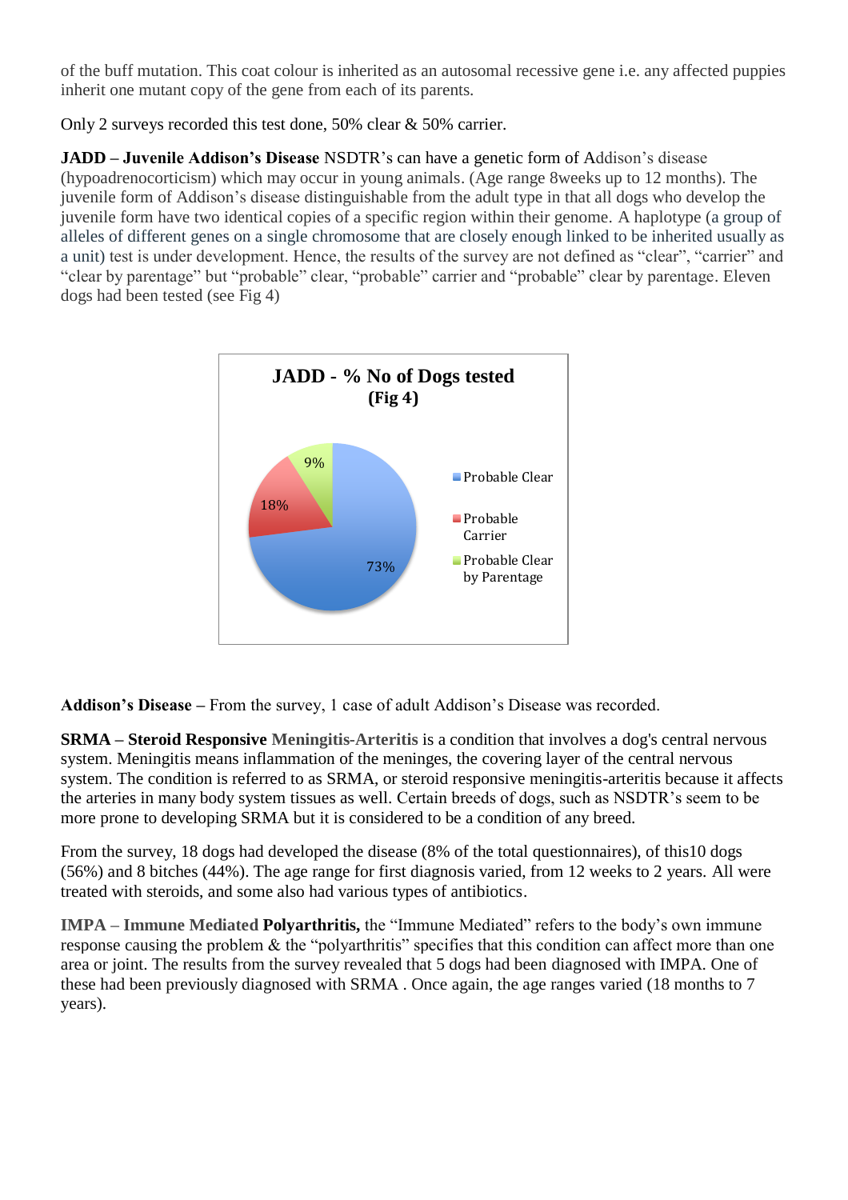of the buff mutation. This coat colour is inherited as an autosomal recessive gene i.e. any affected puppies inherit one mutant copy of the gene from each of its parents.

Only 2 surveys recorded this test done, 50% clear & 50% carrier.

**JADD – Juvenile Addison's Disease** NSDTR's can have a genetic form of Addison's disease (hypoadrenocorticism) which may occur in young animals. (Age range 8weeks up to 12 months). The juvenile form of Addison's disease distinguishable from the adult type in that all dogs who develop the juvenile form have two identical copies of a specific region within their genome. A haplotype (a group of alleles of different genes on a single chromosome that are closely enough linked to be inherited usually as a unit) test is under development. Hence, the results of the survey are not defined as "clear", "carrier" and "clear by parentage" but "probable" clear, "probable" carrier and "probable" clear by parentage. Eleven dogs had been tested (see Fig 4)

**JADD - % No of Dogs tested (Fig 4)**

- Probable Clear: 73%
- Probable Carrier: 18%
- Probable Clear by Parentage: 9%

**Addison's Disease –** From the survey, 1 case of adult Addison's Disease was recorded.

**SRMA – Steroid Responsive Meningitis-Arteritis** is a condition that involves a dog's central nervous system. Meningitis means inflammation of the meninges, the covering layer of the central nervous system. The condition is referred to as SRMA, or steroid responsive meningitis-arteritis because it affects the arteries in many body system tissues as well. Certain breeds of dogs, such as NSDTR's seem to be more prone to developing SRMA but it is considered to be a condition of any breed.

From the survey, 18 dogs had developed the disease (8% of the total questionnaires), of this10 dogs (56%) and 8 bitches (44%). The age range for first diagnosis varied, from 12 weeks to 2 years. All were treated with steroids, and some also had various types of antibiotics.

**IMPA – Immune Mediated Polyarthritis,** the "Immune Mediated" refers to the body's own immune response causing the problem & the "polyarthritis" specifies that this condition can affect more than one area or joint. The results from the survey revealed that 5 dogs had been diagnosed with IMPA. One of these had been previously diagnosed with SRMA . Once again, the age ranges varied (18 months to 7 years).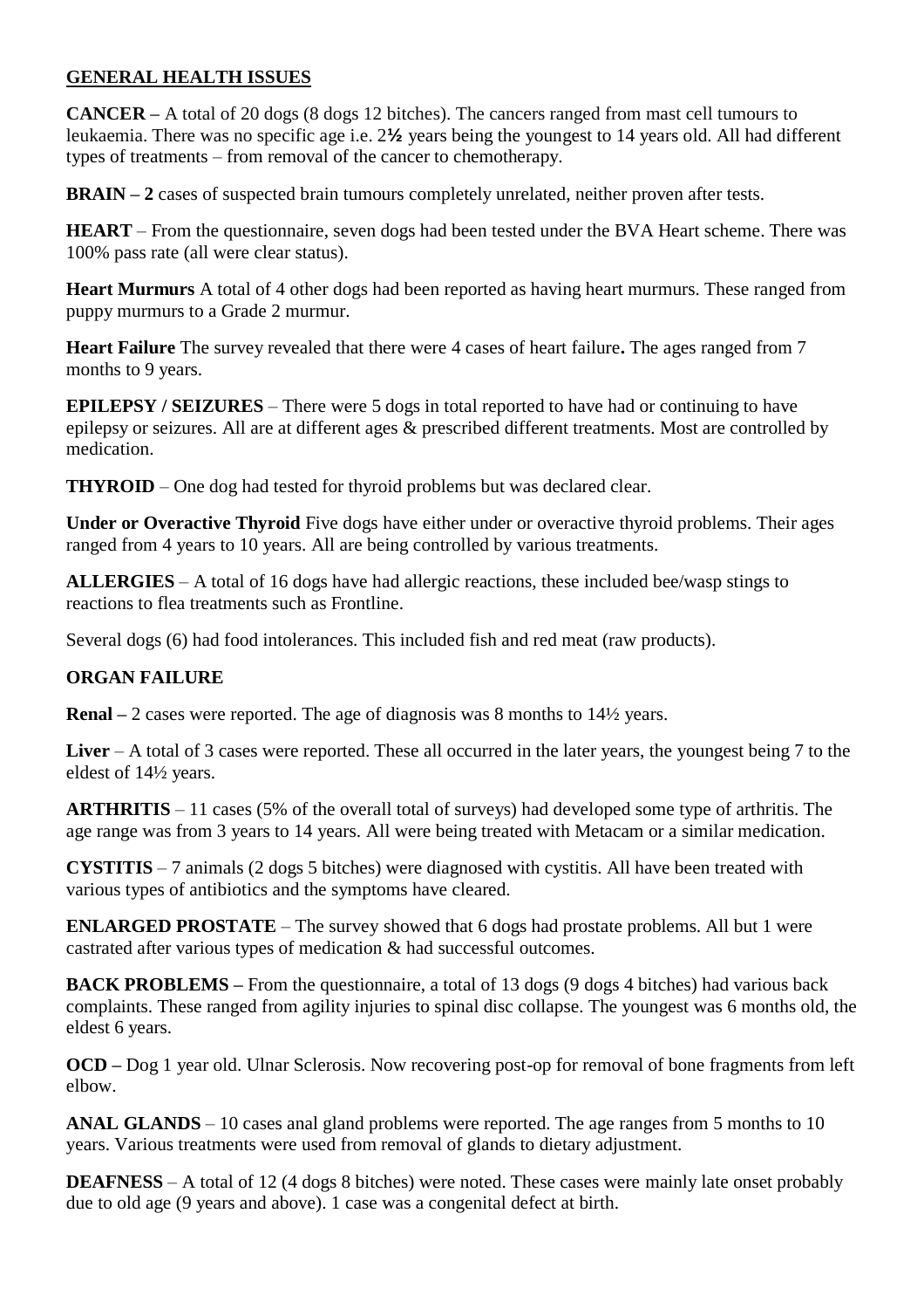## GENERAL HEALTH ISSUES

**CANCER –** A total of 20 dogs (8 dogs 12 bitches). The cancers ranged from mast cell tumours to leukaemia. There was no specific age i.e. 2**½** years being the youngest to 14 years old. All had different types of treatments – from removal of the cancer to chemotherapy.

**BRAIN – 2** cases of suspected brain tumours completely unrelated, neither proven after tests.

**HEART** – From the questionnaire, seven dogs had been tested under the BVA Heart scheme. There was 100% pass rate (all were clear status).

**Heart Murmurs** A total of 4 other dogs had been reported as having heart murmurs. These ranged from puppy murmurs to a Grade 2 murmur.

**Heart Failure** The survey revealed that there were 4 cases of heart failure**.** The ages ranged from 7 months to 9 years.

**EPILEPSY / SEIZURES** – There were 5 dogs in total reported to have had or continuing to have epilepsy or seizures. All are at different ages & prescribed different treatments. Most are controlled by medication.

**THYROID** – One dog had tested for thyroid problems but was declared clear.

**Under or Overactive Thyroid** Five dogs have either under or overactive thyroid problems. Their ages ranged from 4 years to 10 years. All are being controlled by various treatments.

**ALLERGIES** – A total of 16 dogs have had allergic reactions, these included bee/wasp stings to reactions to flea treatments such as Frontline.

Several dogs (6) had food intolerances. This included fish and red meat (raw products).

**ORGAN FAILURE**

**Renal –** 2 cases were reported. The age of diagnosis was 8 months to 14½ years.

**Liver** – A total of 3 cases were reported. These all occurred in the later years, the youngest being 7 to the eldest of 14½ years.

**ARTHRITIS** – 11 cases (5% of the overall total of surveys) had developed some type of arthritis. The age range was from 3 years to 14 years. All were being treated with Metacam or a similar medication.

**CYSTITIS** – 7 animals (2 dogs 5 bitches) were diagnosed with cystitis. All have been treated with various types of antibiotics and the symptoms have cleared.

**ENLARGED PROSTATE** – The survey showed that 6 dogs had prostate problems. All but 1 were castrated after various types of medication & had successful outcomes.

**BACK PROBLEMS –** From the questionnaire, a total of 13 dogs (9 dogs 4 bitches) had various back complaints. These ranged from agility injuries to spinal disc collapse. The youngest was 6 months old, the eldest 6 years.

**OCD –** Dog 1 year old. Ulnar Sclerosis. Now recovering post-op for removal of bone fragments from left elbow.

**ANAL GLANDS** – 10 cases anal gland problems were reported. The age ranges from 5 months to 10 years. Various treatments were used from removal of glands to dietary adjustment.

**DEAFNESS** – A total of 12 (4 dogs 8 bitches) were noted. These cases were mainly late onset probably due to old age (9 years and above). 1 case was a congenital defect at birth.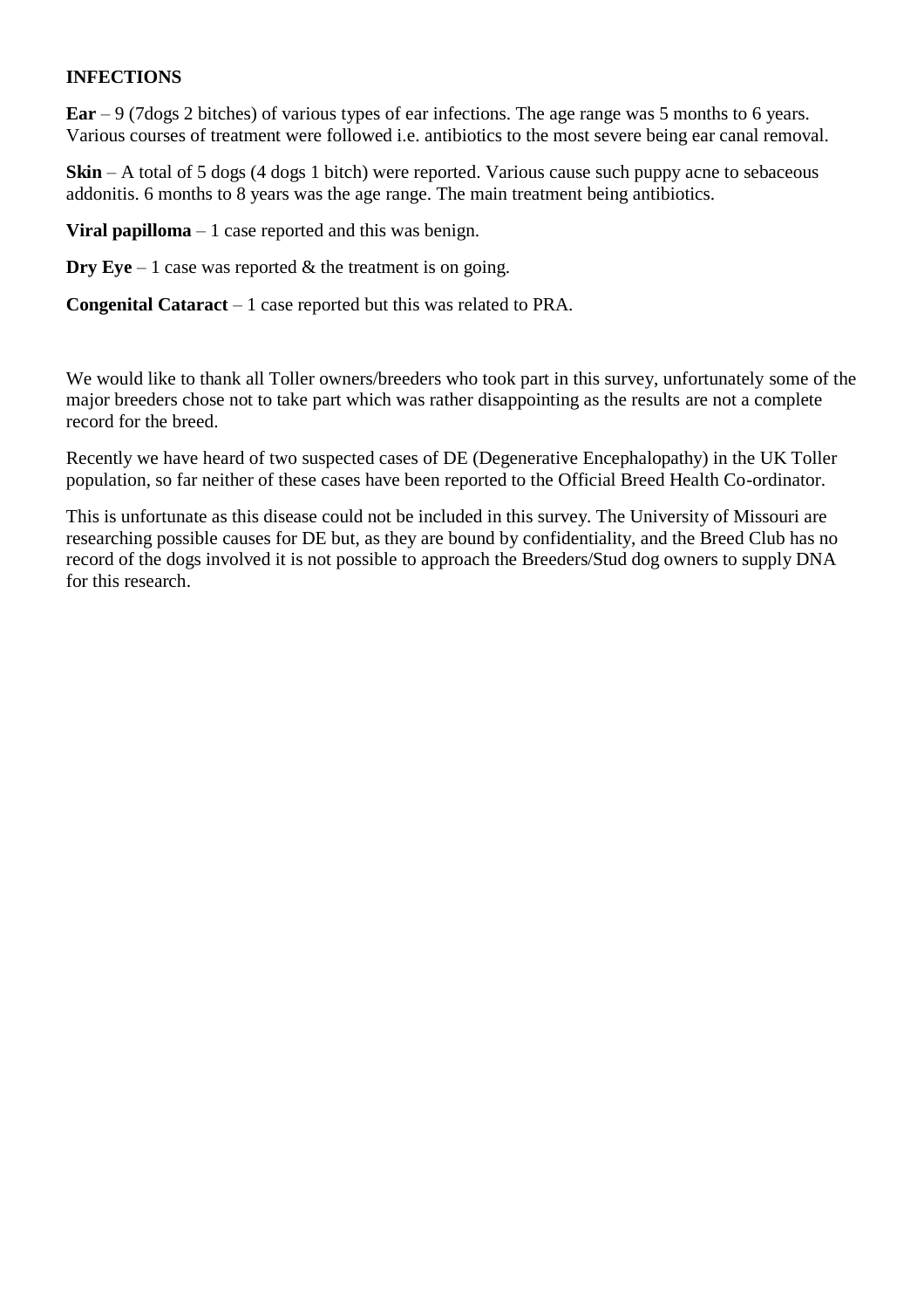**INFECTIONS**

**Ear** – 9 (7dogs 2 bitches) of various types of ear infections. The age range was 5 months to 6 years. Various courses of treatment were followed i.e. antibiotics to the most severe being ear canal removal.

**Skin** – A total of 5 dogs (4 dogs 1 bitch) were reported. Various cause such puppy acne to sebaceous addonitis. 6 months to 8 years was the age range. The main treatment being antibiotics.

**Viral papilloma** – 1 case reported and this was benign.

**Dry Eye** – 1 case was reported & the treatment is on going.

**Congenital Cataract** – 1 case reported but this was related to PRA.

We would like to thank all Toller owners/breeders who took part in this survey, unfortunately some of the major breeders chose not to take part which was rather disappointing as the results are not a complete record for the breed.

Recently we have heard of two suspected cases of DE (Degenerative Encephalopathy) in the UK Toller population, so far neither of these cases have been reported to the Official Breed Health Co-ordinator.

This is unfortunate as this disease could not be included in this survey. The University of Missouri are researching possible causes for DE but, as they are bound by confidentiality, and the Breed Club has no record of the dogs involved it is not possible to approach the Breeders/Stud dog owners to supply DNA for this research.